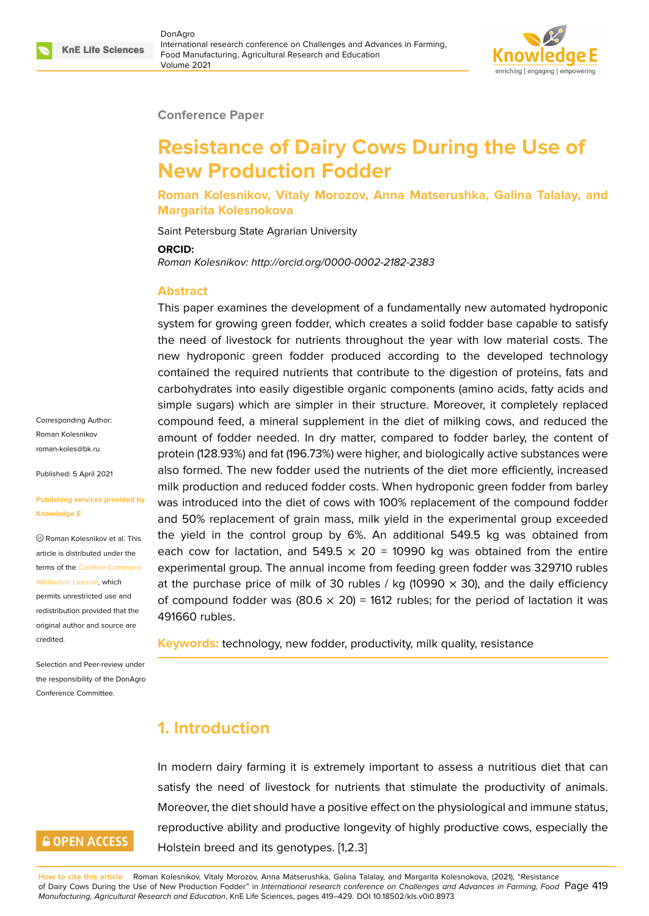Conference Paper

# Resistance of Dairy Cows During the Use of New Production Fodder

**Roman Kolesnikov, Vitaly Morozov, Anna Matserushka, Galina Talalay, and Margarita Kolesnokova**

Saint Petersburg State Agrarian University

**ORCID:**

*Roman Kolesnikov: http://orcid.org/0000-0002-2182-2383*

Corresponding Author: Roman Kolesnikov roman-koles@bk.ru

Published: 5 April 2021

**Publishing services provided by Knowledge E**

© Roman Kolesnikov et al. This article is distributed under the terms of the Creative Commons Attribution License, which permits unrestricted use and redistribution provided that the original author and source are credited.

Selection and Peer-review under the responsibility of the DonAgro Conference Committee.

## Abstract

This paper examines the development of a fundamentally new automated hydroponic system for growing green fodder, which creates a solid fodder base capable to satisfy the need of livestock for nutrients throughout the year with low material costs. The new hydroponic green fodder produced according to the developed technology contained the required nutrients that contribute to the digestion of proteins, fats and carbohydrates into easily digestible organic components (amino acids, fatty acids and simple sugars) which are simpler in their structure. Moreover, it completely replaced compound feed, a mineral supplement in the diet of milking cows, and reduced the amount of fodder needed. In dry matter, compared to fodder barley, the content of protein (128.93%) and fat (196.73%) were higher, and biologically active substances were also formed. The new fodder used the nutrients of the diet more efficiently, increased milk production and reduced fodder costs. When hydroponic green fodder from barley was introduced into the diet of cows with 100% replacement of the compound fodder and 50% replacement of grain mass, milk yield in the experimental group exceeded the yield in the control group by 6%. An additional 549.5 kg was obtained from each cow for lactation, and $549.5 \times 20 = 10990$ kg was obtained from the entire experimental group. The annual income from feeding green fodder was 329710 rubles at the purchase price of milk of 30 rubles / kg ($10990 \times 30$), and the daily efficiency of compound fodder was ($80.6 \times 20$) = 1612 rubles; for the period of lactation it was 491660 rubles.

**Keywords:** technology, new fodder, productivity, milk quality, resistance

## 1. Introduction

In modern dairy farming it is extremely important to assess a nutritious diet that can satisfy the need of livestock for nutrients that stimulate the productivity of animals. Moreover, the diet should have a positive effect on the physiological and immune status, reproductive ability and productive longevity of highly productive cows, especially the Holstein breed and its genotypes. [1,2.3]

**How to cite this article**: Roman Kolesnikov, Vitaly Morozov, Anna Matserushka, Galina Talalay, and Margarita Kolesnokova, (2021), "Resistance of Dairy Cows During the Use of New Production Fodder" in *International research conference on Challenges and Advances in Farming, Food Manufacturing, Agricultural Research and Education*, KnE Life Sciences, pages 419–429. DOI 10.18502/kls.v0i0.8973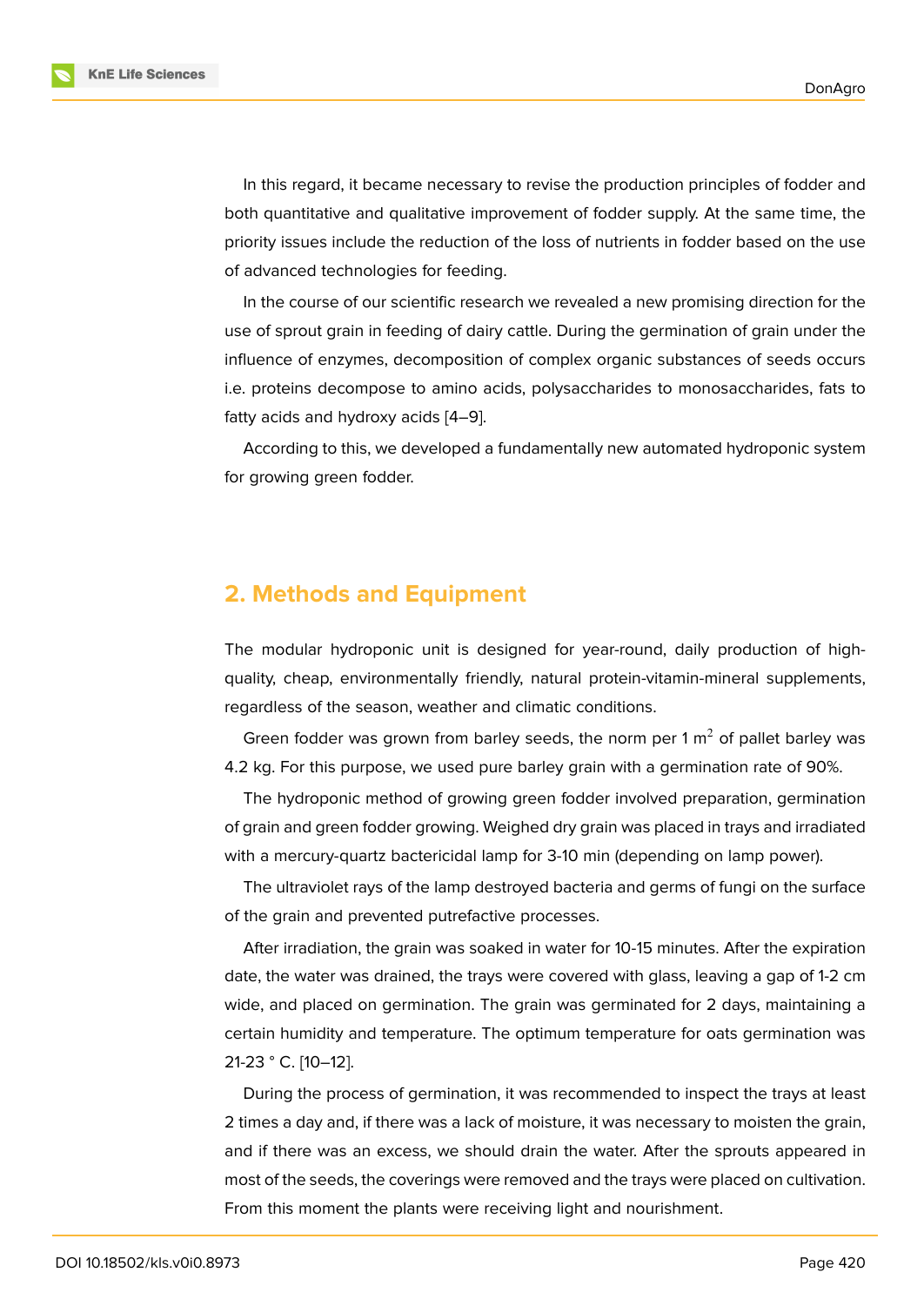In this regard, it became necessary to revise the production principles of fodder and both quantitative and qualitative improvement of fodder supply. At the same time, the priority issues include the reduction of the loss of nutrients in fodder based on the use of advanced technologies for feeding.

In the course of our scientific research we revealed a new promising direction for the use of sprout grain in feeding of dairy cattle. During the germination of grain under the influence of enzymes, decomposition of complex organic substances of seeds occurs i.e. proteins decompose to amino acids, polysaccharides to monosaccharides, fats to fatty acids and hydroxy acids [4–9].

According to this, we developed a fundamentally new automated hydroponic system for growing green fodder.

## 2. Methods and Equipment

The modular hydroponic unit is designed for year-round, daily production of high-quality, cheap, environmentally friendly, natural protein-vitamin-mineral supplements, regardless of the season, weather and climatic conditions.

Green fodder was grown from barley seeds, the norm per 1 $m^2$ of pallet barley was 4.2 kg. For this purpose, we used pure barley grain with a germination rate of 90%.

The hydroponic method of growing green fodder involved preparation, germination of grain and green fodder growing. Weighed dry grain was placed in trays and irradiated with a mercury-quartz bactericidal lamp for 3-10 min (depending on lamp power).

The ultraviolet rays of the lamp destroyed bacteria and germs of fungi on the surface of the grain and prevented putrefactive processes.

After irradiation, the grain was soaked in water for 10-15 minutes. After the expiration date, the water was drained, the trays were covered with glass, leaving a gap of 1-2 cm wide, and placed on germination. The grain was germinated for 2 days, maintaining a certain humidity and temperature. The optimum temperature for oats germination was 21-23 ° C. [10–12].

During the process of germination, it was recommended to inspect the trays at least 2 times a day and, if there was a lack of moisture, it was necessary to moisten the grain, and if there was an excess, we should drain the water. After the sprouts appeared in most of the seeds, the coverings were removed and the trays were placed on cultivation. From this moment the plants were receiving light and nourishment.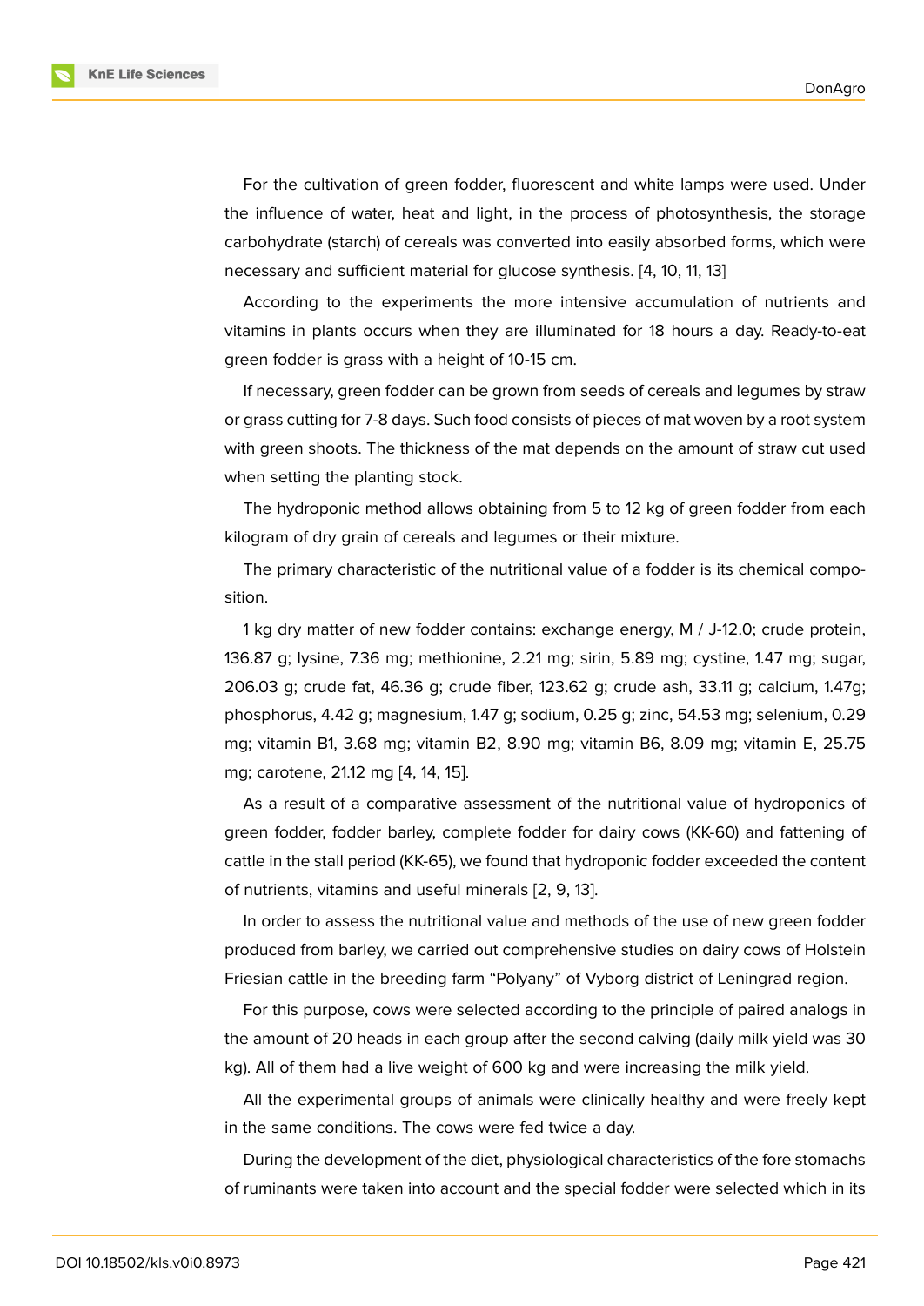For the cultivation of green fodder, fluorescent and white lamps were used. Under the influence of water, heat and light, in the process of photosynthesis, the storage carbohydrate (starch) of cereals was converted into easily absorbed forms, which were necessary and sufficient material for glucose synthesis. [4, 10, 11, 13]

According to the experiments the more intensive accumulation of nutrients and vitamins in plants occurs when they are illuminated for 18 hours a day. Ready-to-eat green fodder is grass with a height of 10-15 cm.

If necessary, green fodder can be grown from seeds of cereals and legumes by straw or grass cutting for 7-8 days. Such food consists of pieces of mat woven by a root system with green shoots. The thickness of the mat depends on the amount of straw cut used when setting the planting stock.

The hydroponic method allows obtaining from 5 to 12 kg of green fodder from each kilogram of dry grain of cereals and legumes or their mixture.

The primary characteristic of the nutritional value of a fodder is its chemical composition.

1 kg dry matter of new fodder contains: exchange energy, M / J-12.0; crude protein, 136.87 g; lysine, 7.36 mg; methionine, 2.21 mg; sirin, 5.89 mg; cystine, 1.47 mg; sugar, 206.03 g; crude fat, 46.36 g; crude fiber, 123.62 g; crude ash, 33.11 g; calcium, 1.47g; phosphorus, 4.42 g; magnesium, 1.47 g; sodium, 0.25 g; zinc, 54.53 mg; selenium, 0.29 mg; vitamin B1, 3.68 mg; vitamin B2, 8.90 mg; vitamin B6, 8.09 mg; vitamin E, 25.75 mg; carotene, 21.12 mg [4, 14, 15].

As a result of a comparative assessment of the nutritional value of hydroponics of green fodder, fodder barley, complete fodder for dairy cows (KK-60) and fattening of cattle in the stall period (KK-65), we found that hydroponic fodder exceeded the content of nutrients, vitamins and useful minerals [2, 9, 13].

In order to assess the nutritional value and methods of the use of new green fodder produced from barley, we carried out comprehensive studies on dairy cows of Holstein Friesian cattle in the breeding farm "Polyany" of Vyborg district of Leningrad region.

For this purpose, cows were selected according to the principle of paired analogs in the amount of 20 heads in each group after the second calving (daily milk yield was 30 kg). All of them had a live weight of 600 kg and were increasing the milk yield.

All the experimental groups of animals were clinically healthy and were freely kept in the same conditions. The cows were fed twice a day.

During the development of the diet, physiological characteristics of the fore stomachs of ruminants were taken into account and the special fodder were selected which in its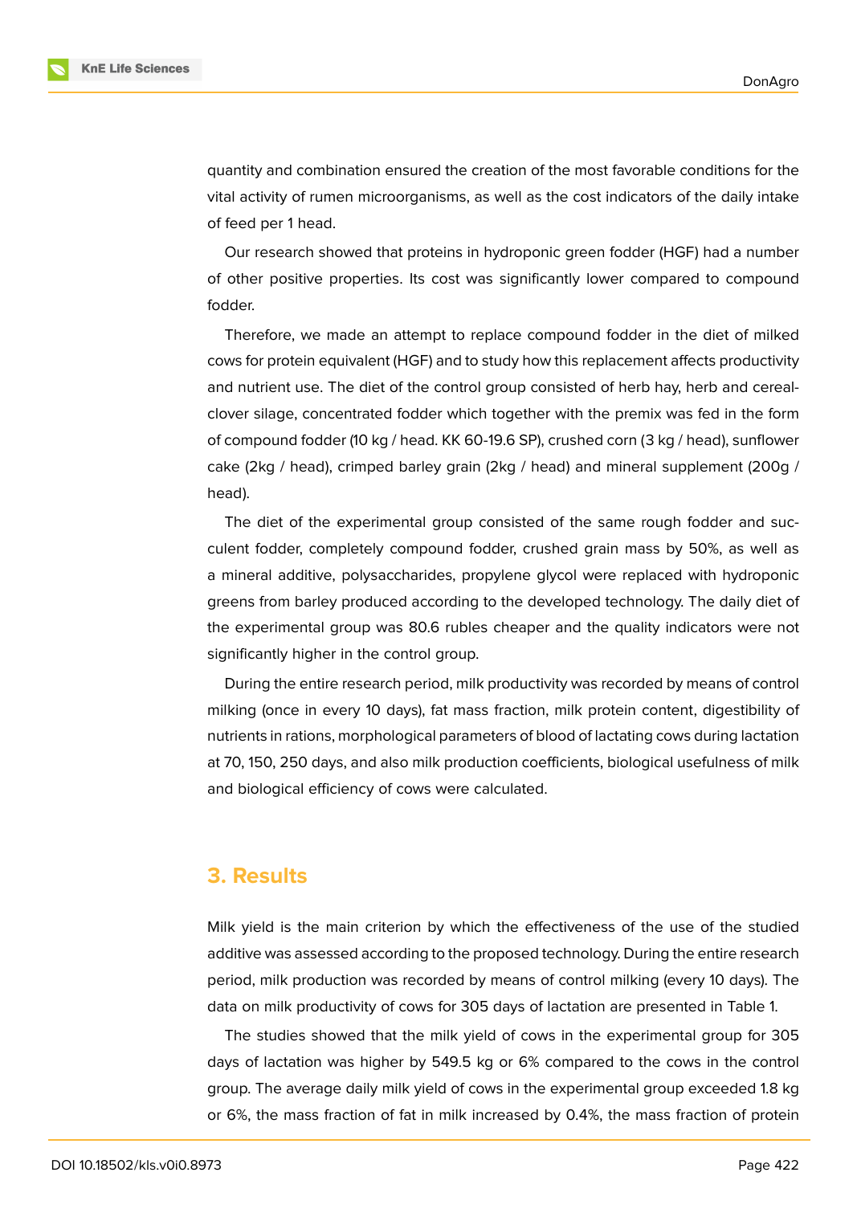quantity and combination ensured the creation of the most favorable conditions for the vital activity of rumen microorganisms, as well as the cost indicators of the daily intake of feed per 1 head.

Our research showed that proteins in hydroponic green fodder (HGF) had a number of other positive properties. Its cost was significantly lower compared to compound fodder.

Therefore, we made an attempt to replace compound fodder in the diet of milked cows for protein equivalent (HGF) and to study how this replacement affects productivity and nutrient use. The diet of the control group consisted of herb hay, herb and cereal-clover silage, concentrated fodder which together with the premix was fed in the form of compound fodder (10 kg / head. KK 60-19.6 SP), crushed corn (3 kg / head), sunflower cake (2kg / head), crimped barley grain (2kg / head) and mineral supplement (200g / head).

The diet of the experimental group consisted of the same rough fodder and succulent fodder, completely compound fodder, crushed grain mass by 50%, as well as a mineral additive, polysaccharides, propylene glycol were replaced with hydroponic greens from barley produced according to the developed technology. The daily diet of the experimental group was 80.6 rubles cheaper and the quality indicators were not significantly higher in the control group.

During the entire research period, milk productivity was recorded by means of control milking (once in every 10 days), fat mass fraction, milk protein content, digestibility of nutrients in rations, morphological parameters of blood of lactating cows during lactation at 70, 150, 250 days, and also milk production coefficients, biological usefulness of milk and biological efficiency of cows were calculated.

## 3. Results

Milk yield is the main criterion by which the effectiveness of the use of the studied additive was assessed according to the proposed technology. During the entire research period, milk production was recorded by means of control milking (every 10 days). The data on milk productivity of cows for 305 days of lactation are presented in Table 1.

The studies showed that the milk yield of cows in the experimental group for 305 days of lactation was higher by 549.5 kg or 6% compared to the cows in the control group. The average daily milk yield of cows in the experimental group exceeded 1.8 kg or 6%, the mass fraction of fat in milk increased by 0.4%, the mass fraction of protein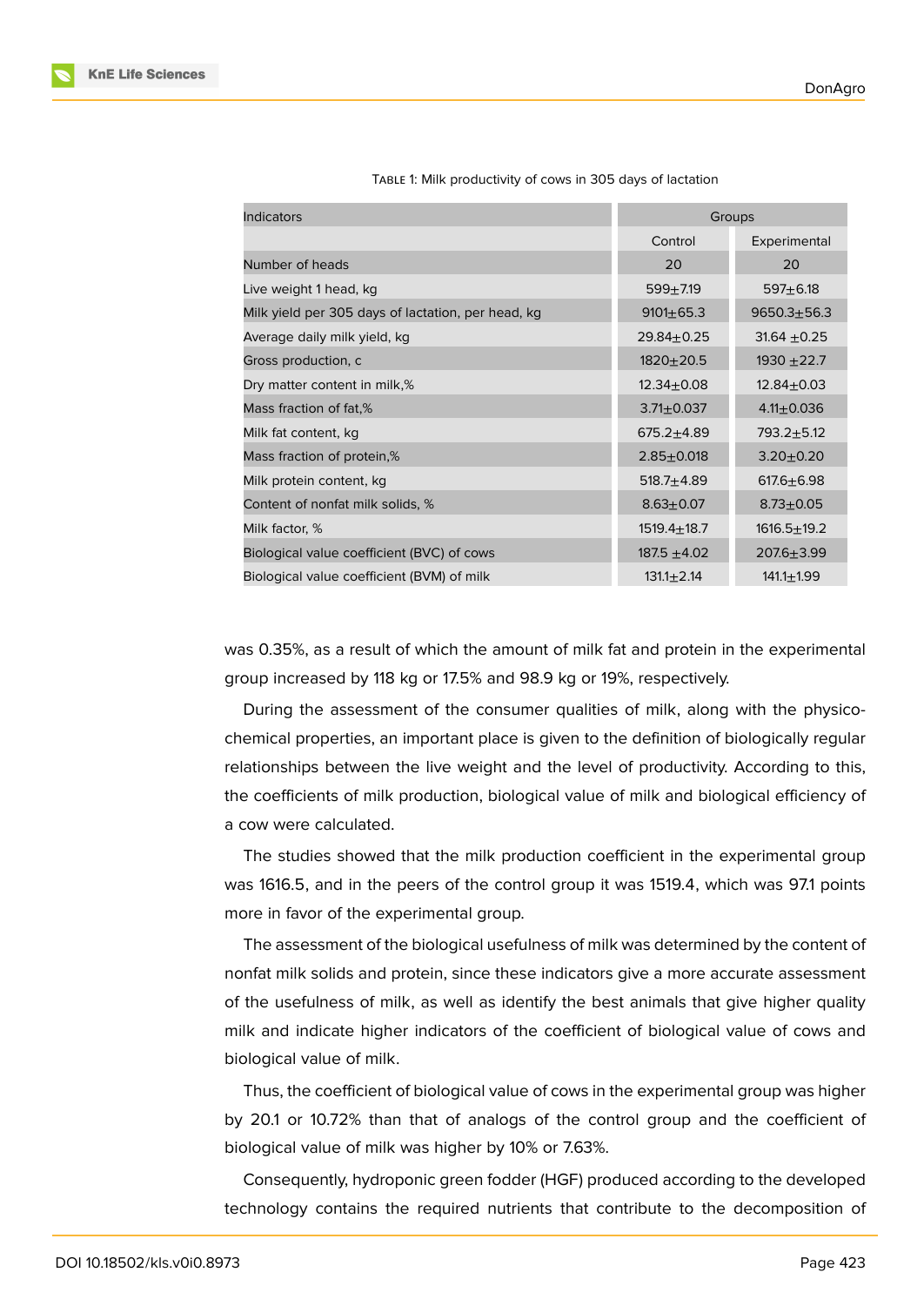Table 1: Milk productivity of cows in 305 days of lactation

| Indicators | Groups | |
|---|---|---|
| | Control | Experimental |
| Number of heads | 20 | 20 |
| Live weight 1 head, kg | 599±7.19 | 597±6.18 |
| Milk yield per 305 days of lactation, per head, kg | 9101±65.3 | 9650.3±56.3 |
| Average daily milk yield, kg | 29.84±0.25 | 31.64 ±0.25 |
| Gross production, c | 1820±20.5 | 1930 ±22.7 |
| Dry matter content in milk,% | 12.34±0.08 | 12.84±0.03 |
| Mass fraction of fat,% | 3.71±0.037 | 4.11±0.036 |
| Milk fat content, kg | 675.2±4.89 | 793.2±5.12 |
| Mass fraction of protein,% | 2.85±0.018 | 3.20±0.20 |
| Milk protein content, kg | 518.7±4.89 | 617.6±6.98 |
| Content of nonfat milk solids, % | 8.63±0.07 | 8.73±0.05 |
| Milk factor, % | 1519.4±18.7 | 1616.5±19.2 |
| Biological value coefficient (BVC) of cows | 187.5 ±4.02 | 207.6±3.99 |
| Biological value coefficient (BVM) of milk | 131.1±2.14 | 141.1±1.99 |

was 0.35%, as a result of which the amount of milk fat and protein in the experimental group increased by 118 kg or 17.5% and 98.9 kg or 19%, respectively.

During the assessment of the consumer qualities of milk, along with the physico-chemical properties, an important place is given to the definition of biologically regular relationships between the live weight and the level of productivity. According to this, the coefficients of milk production, biological value of milk and biological efficiency of a cow were calculated.

The studies showed that the milk production coefficient in the experimental group was 1616.5, and in the peers of the control group it was 1519.4, which was 97.1 points more in favor of the experimental group.

The assessment of the biological usefulness of milk was determined by the content of nonfat milk solids and protein, since these indicators give a more accurate assessment of the usefulness of milk, as well as identify the best animals that give higher quality milk and indicate higher indicators of the coefficient of biological value of cows and biological value of milk.

Thus, the coefficient of biological value of cows in the experimental group was higher by 20.1 or 10.72% than that of analogs of the control group and the coefficient of biological value of milk was higher by 10% or 7.63%.

Consequently, hydroponic green fodder (HGF) produced according to the developed technology contains the required nutrients that contribute to the decomposition of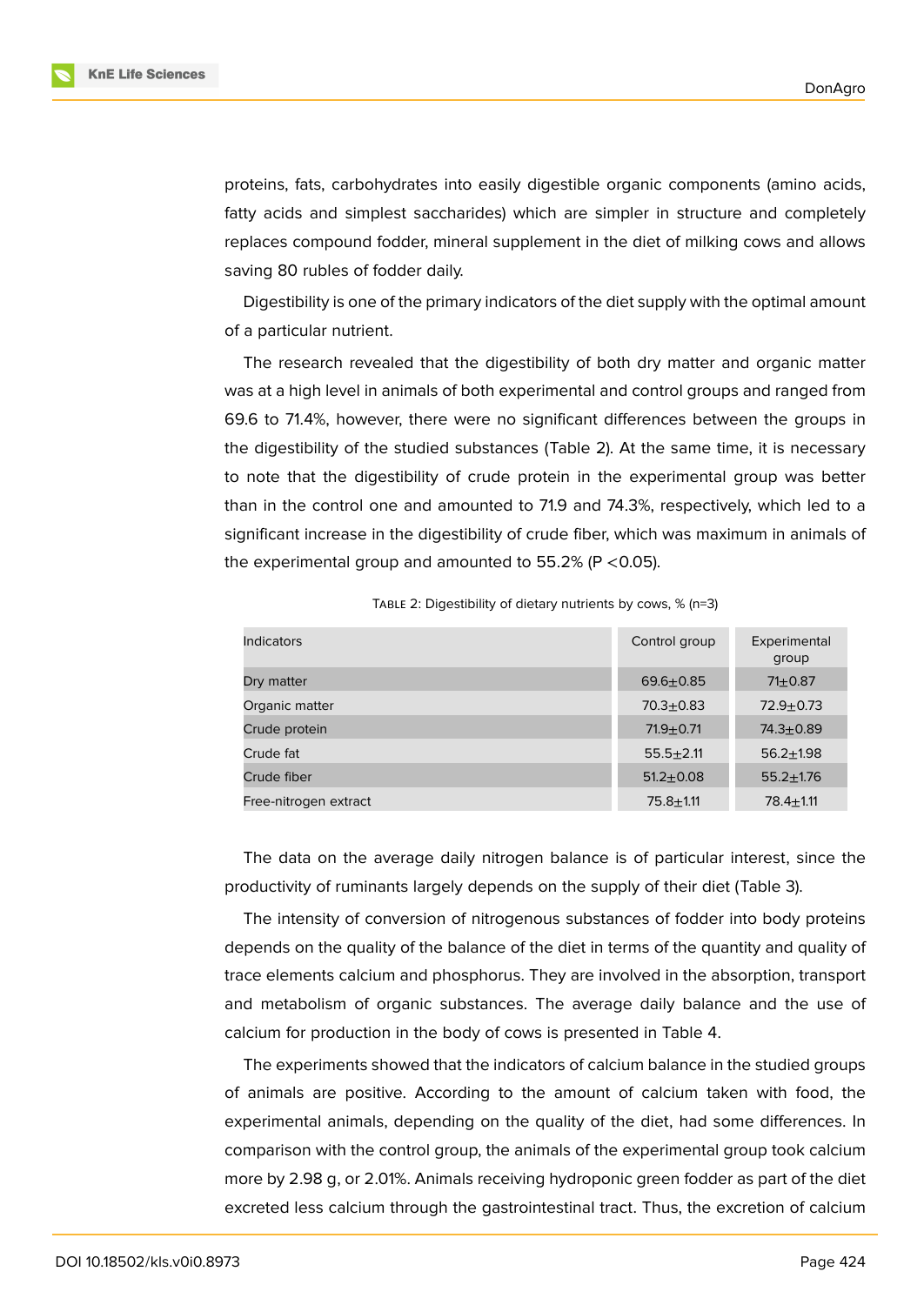proteins, fats, carbohydrates into easily digestible organic components (amino acids, fatty acids and simplest saccharides) which are simpler in structure and completely replaces compound fodder, mineral supplement in the diet of milking cows and allows saving 80 rubles of fodder daily.

Digestibility is one of the primary indicators of the diet supply with the optimal amount of a particular nutrient.

The research revealed that the digestibility of both dry matter and organic matter was at a high level in animals of both experimental and control groups and ranged from 69.6 to 71.4%, however, there were no significant differences between the groups in the digestibility of the studied substances (Table 2). At the same time, it is necessary to note that the digestibility of crude protein in the experimental group was better than in the control one and amounted to 71.9 and 74.3%, respectively, which led to a significant increase in the digestibility of crude fiber, which was maximum in animals of the experimental group and amounted to 55.2% (P <0.05).

Table 2: Digestibility of dietary nutrients by cows, % (n=3)

| Indicators | Control group | Experimental group |
|---|---|---|
| Dry matter | 69.6±0.85 | 71±0.87 |
| Organic matter | 70.3±0.83 | 72.9±0.73 |
| Crude protein | 71.9±0.71 | 74.3±0.89 |
| Crude fat | 55.5±2.11 | 56.2±1.98 |
| Crude fiber | 51.2±0.08 | 55.2±1.76 |
| Free-nitrogen extract | 75.8±1.11 | 78.4±1.11 |

The data on the average daily nitrogen balance is of particular interest, since the productivity of ruminants largely depends on the supply of their diet (Table 3).

The intensity of conversion of nitrogenous substances of fodder into body proteins depends on the quality of the balance of the diet in terms of the quantity and quality of trace elements calcium and phosphorus. They are involved in the absorption, transport and metabolism of organic substances. The average daily balance and the use of calcium for production in the body of cows is presented in Table 4.

The experiments showed that the indicators of calcium balance in the studied groups of animals are positive. According to the amount of calcium taken with food, the experimental animals, depending on the quality of the diet, had some differences. In comparison with the control group, the animals of the experimental group took calcium more by 2.98 g, or 2.01%. Animals receiving hydroponic green fodder as part of the diet excreted less calcium through the gastrointestinal tract. Thus, the excretion of calcium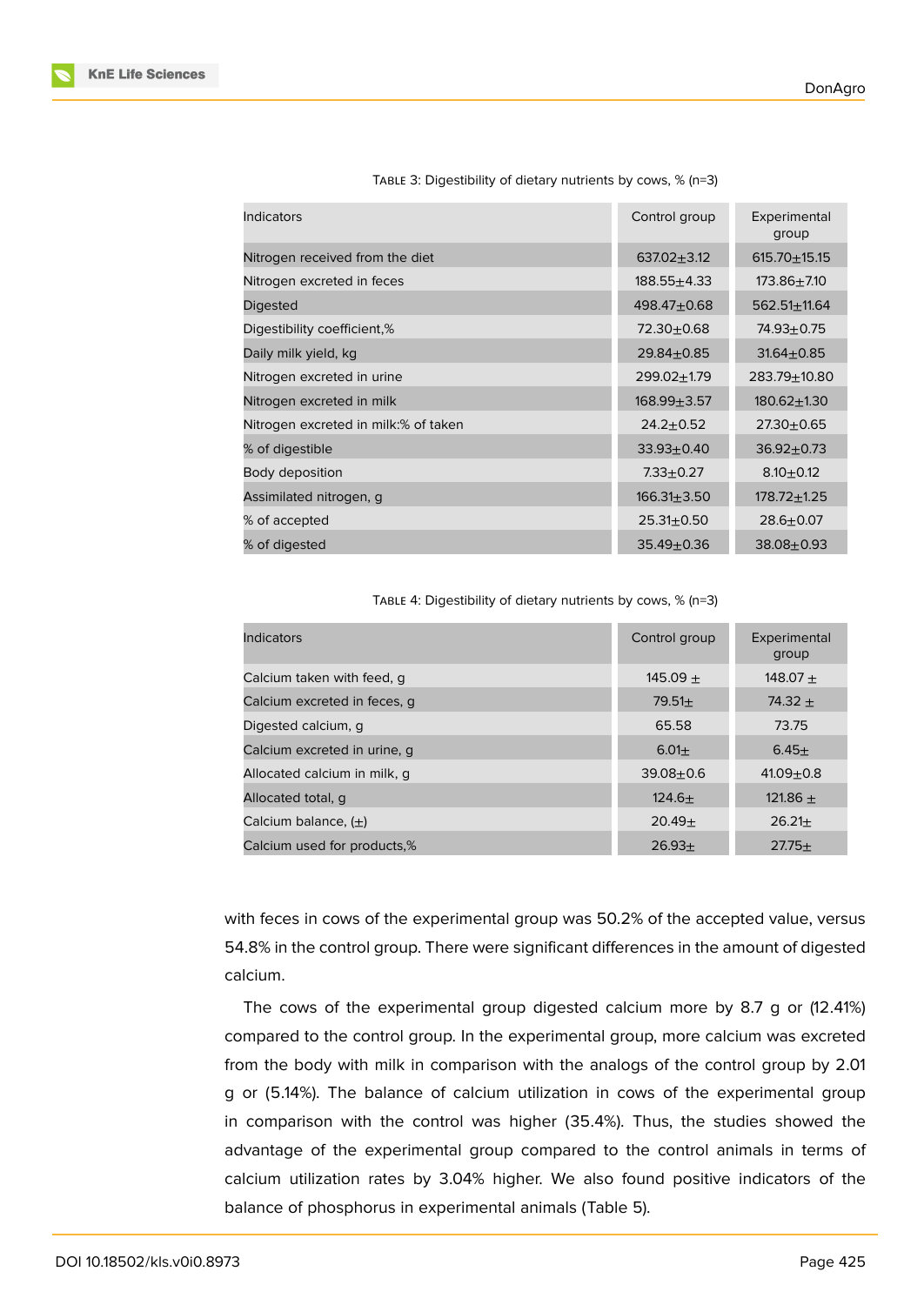Table 3: Digestibility of dietary nutrients by cows, % (n=3)

| Indicators | Control group | Experimental group |
|---|---|---|
| Nitrogen received from the diet | 637.02±3.12 | 615.70±15.15 |
| Nitrogen excreted in feces | 188.55±4.33 | 173.86±7.10 |
| Digested | 498.47±0.68 | 562.51±11.64 |
| Digestibility coefficient,% | 72.30±0.68 | 74.93±0.75 |
| Daily milk yield, kg | 29.84±0.85 | 31.64±0.85 |
| Nitrogen excreted in urine | 299.02±1.79 | 283.79±10.80 |
| Nitrogen excreted in milk | 168.99±3.57 | 180.62±1.30 |
| Nitrogen excreted in milk:% of taken | 24.2±0.52 | 27.30±0.65 |
| % of digestible | 33.93±0.40 | 36.92±0.73 |
| Body deposition | 7.33±0.27 | 8.10±0.12 |
| Assimilated nitrogen, g | 166.31±3.50 | 178.72±1.25 |
| % of accepted | 25.31±0.50 | 28.6±0.07 |
| % of digested | 35.49±0.36 | 38.08±0.93 |

Table 4: Digestibility of dietary nutrients by cows, % (n=3)

| Indicators | Control group | Experimental group |
|---|---|---|
| Calcium taken with feed, g | 145.09 ± | 148.07 ± |
| Calcium excreted in feces, g | 79.51± | 74.32 ± |
| Digested calcium, g | 65.58 | 73.75 |
| Calcium excreted in urine, g | 6.01± | 6.45± |
| Allocated calcium in milk, g | 39.08±0.6 | 41.09±0.8 |
| Allocated total, g | 124.6± | 121.86 ± |
| Calcium balance, (±) | 20.49± | 26.21± |
| Calcium used for products,% | 26.93± | 27.75± |

with feces in cows of the experimental group was 50.2% of the accepted value, versus 54.8% in the control group. There were significant differences in the amount of digested calcium.

The cows of the experimental group digested calcium more by 8.7 g or (12.41%) compared to the control group. In the experimental group, more calcium was excreted from the body with milk in comparison with the analogs of the control group by 2.01 g or (5.14%). The balance of calcium utilization in cows of the experimental group in comparison with the control was higher (35.4%). Thus, the studies showed the advantage of the experimental group compared to the control animals in terms of calcium utilization rates by 3.04% higher. We also found positive indicators of the balance of phosphorus in experimental animals (Table 5).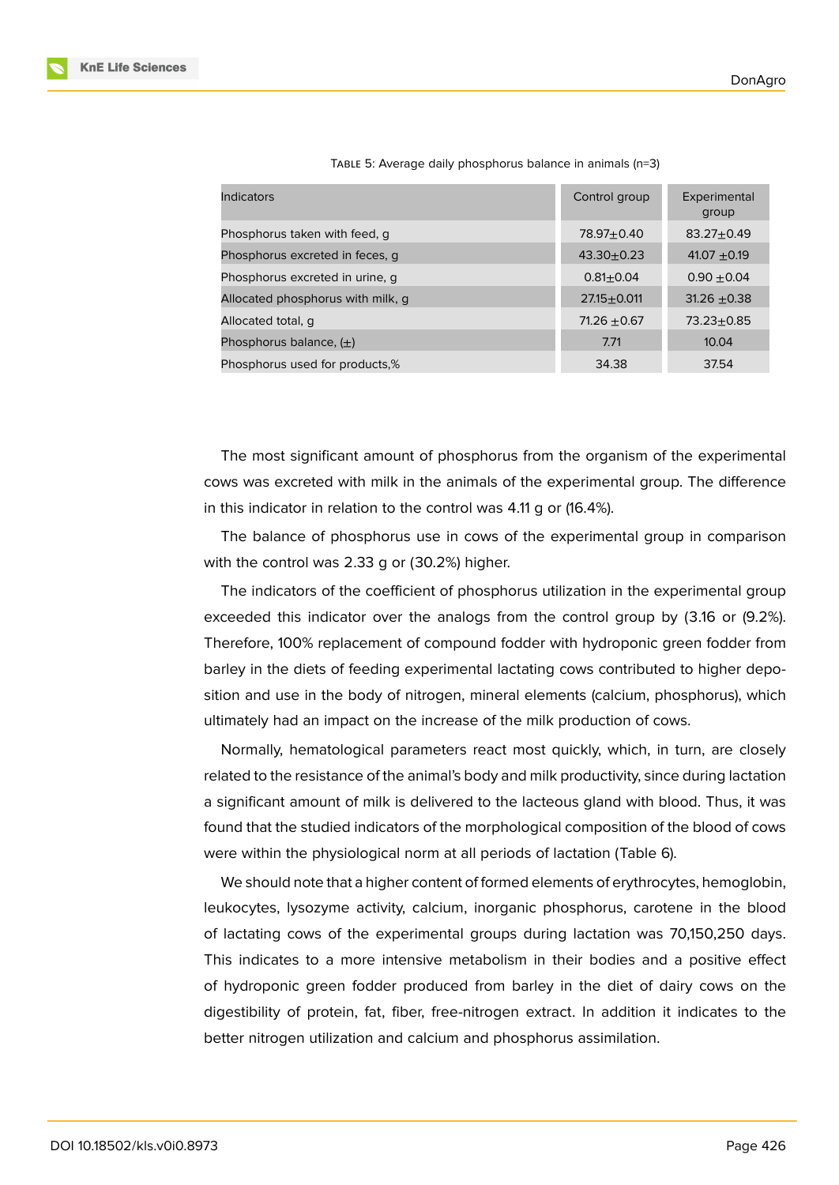Table 5: Average daily phosphorus balance in animals (n=3)

| Indicators | Control group | Experimental group |
|---|---|---|
| Phosphorus taken with feed, g | 78.97±0.40 | 83.27±0.49 |
| Phosphorus excreted in feces, g | 43.30±0.23 | 41.07 ±0.19 |
| Phosphorus excreted in urine, g | 0.81±0.04 | 0.90 ±0.04 |
| Allocated phosphorus with milk, g | 27.15±0.011 | 31.26 ±0.38 |
| Allocated total, g | 71.26 ±0.67 | 73.23±0.85 |
| Phosphorus balance, (±) | 7.71 | 10.04 |
| Phosphorus used for products,% | 34.38 | 37.54 |

The most significant amount of phosphorus from the organism of the experimental cows was excreted with milk in the animals of the experimental group. The difference in this indicator in relation to the control was 4.11 g or (16.4%).

The balance of phosphorus use in cows of the experimental group in comparison with the control was 2.33 g or (30.2%) higher.

The indicators of the coefficient of phosphorus utilization in the experimental group exceeded this indicator over the analogs from the control group by (3.16 or (9.2%). Therefore, 100% replacement of compound fodder with hydroponic green fodder from barley in the diets of feeding experimental lactating cows contributed to higher deposition and use in the body of nitrogen, mineral elements (calcium, phosphorus), which ultimately had an impact on the increase of the milk production of cows.

Normally, hematological parameters react most quickly, which, in turn, are closely related to the resistance of the animal's body and milk productivity, since during lactation a significant amount of milk is delivered to the lacteous gland with blood. Thus, it was found that the studied indicators of the morphological composition of the blood of cows were within the physiological norm at all periods of lactation (Table 6).

We should note that a higher content of formed elements of erythrocytes, hemoglobin, leukocytes, lysozyme activity, calcium, inorganic phosphorus, carotene in the blood of lactating cows of the experimental groups during lactation was 70,150,250 days. This indicates to a more intensive metabolism in their bodies and a positive effect of hydroponic green fodder produced from barley in the diet of dairy cows on the digestibility of protein, fat, fiber, free-nitrogen extract. In addition it indicates to the better nitrogen utilization and calcium and phosphorus assimilation.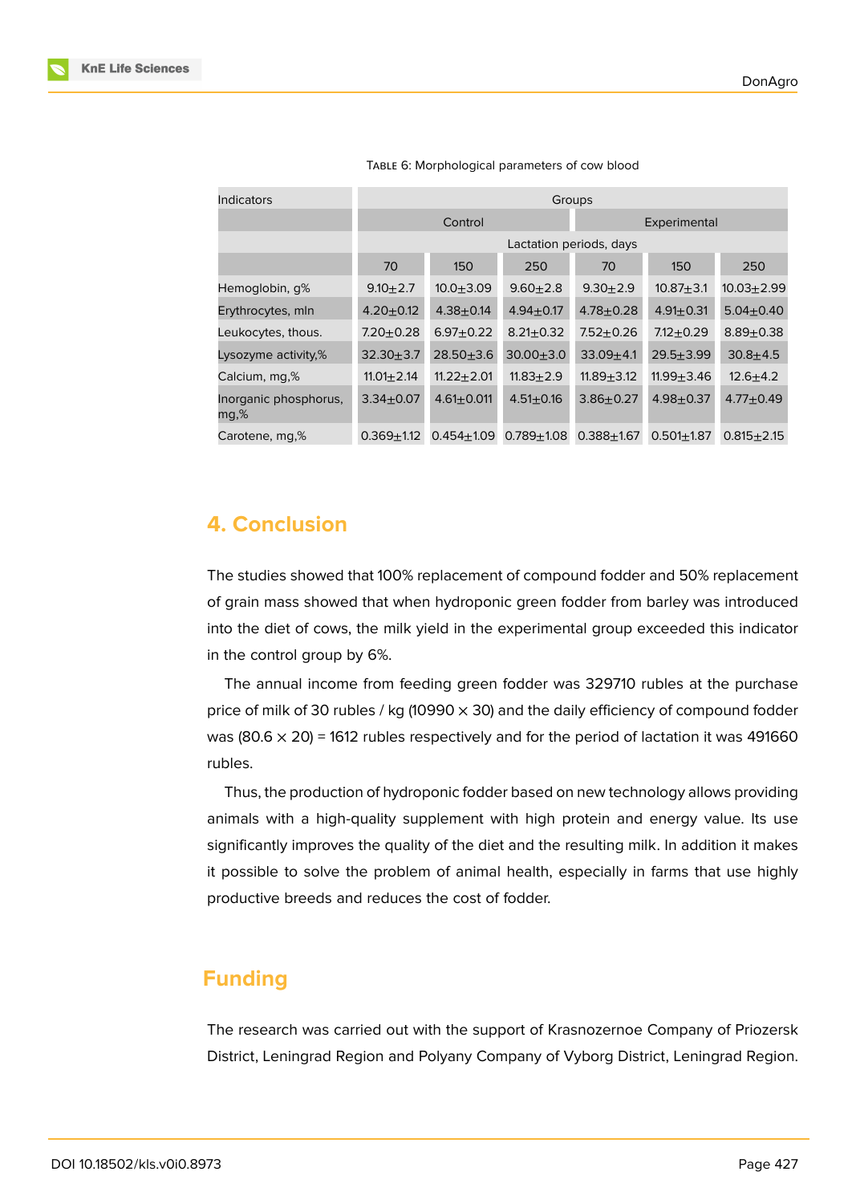Table 6: Morphological parameters of cow blood

| Indicators | Groups | | | | | |
|---|---|---|---|---|---|---|
| | Control | | | Experimental | | |
| | Lactation periods, days | | | | | |
| | 70 | 150 | 250 | 70 | 150 | 250 |
| Hemoglobin, g% | 9.10±2.7 | 10.0±3.09 | 9.60±2.8 | 9.30±2.9 | 10.87±3.1 | 10.03±2.99 |
| Erythrocytes, mln | 4.20±0.12 | 4.38±0.14 | 4.94±0.17 | 4.78±0.28 | 4.91±0.31 | 5.04±0.40 |
| Leukocytes, thous. | 7.20±0.28 | 6.97±0.22 | 8.21±0.32 | 7.52±0.26 | 7.12±0.29 | 8.89±0.38 |
| Lysozyme activity,% | 32.30±3.7 | 28.50±3.6 | 30.00±3.0 | 33.09±4.1 | 29.5±3.99 | 30.8±4.5 |
| Calcium, mg,% | 11.01±2.14 | 11.22±2.01 | 11.83±2.9 | 11.89±3.12 | 11.99±3.46 | 12.6±4.2 |
| Inorganic phosphorus, mg,% | 3.34±0.07 | 4.61±0.011 | 4.51±0.16 | 3.86±0.27 | 4.98±0.37 | 4.77±0.49 |
| Carotene, mg,% | 0.369±1.12 | 0.454±1.09 | 0.789±1.08 | 0.388±1.67 | 0.501±1.87 | 0.815±2.15 |

## 4. Conclusion

The studies showed that 100% replacement of compound fodder and 50% replacement of grain mass showed that when hydroponic green fodder from barley was introduced into the diet of cows, the milk yield in the experimental group exceeded this indicator in the control group by 6%.

The annual income from feeding green fodder was 329710 rubles at the purchase price of milk of 30 rubles / kg (10990 × 30) and the daily efficiency of compound fodder was (80.6 × 20) = 1612 rubles respectively and for the period of lactation it was 491660 rubles.

Thus, the production of hydroponic fodder based on new technology allows providing animals with a high-quality supplement with high protein and energy value. Its use significantly improves the quality of the diet and the resulting milk. In addition it makes it possible to solve the problem of animal health, especially in farms that use highly productive breeds and reduces the cost of fodder.

## Funding

The research was carried out with the support of Krasnozernoe Company of Priozersk District, Leningrad Region and Polyany Company of Vyborg District, Leningrad Region.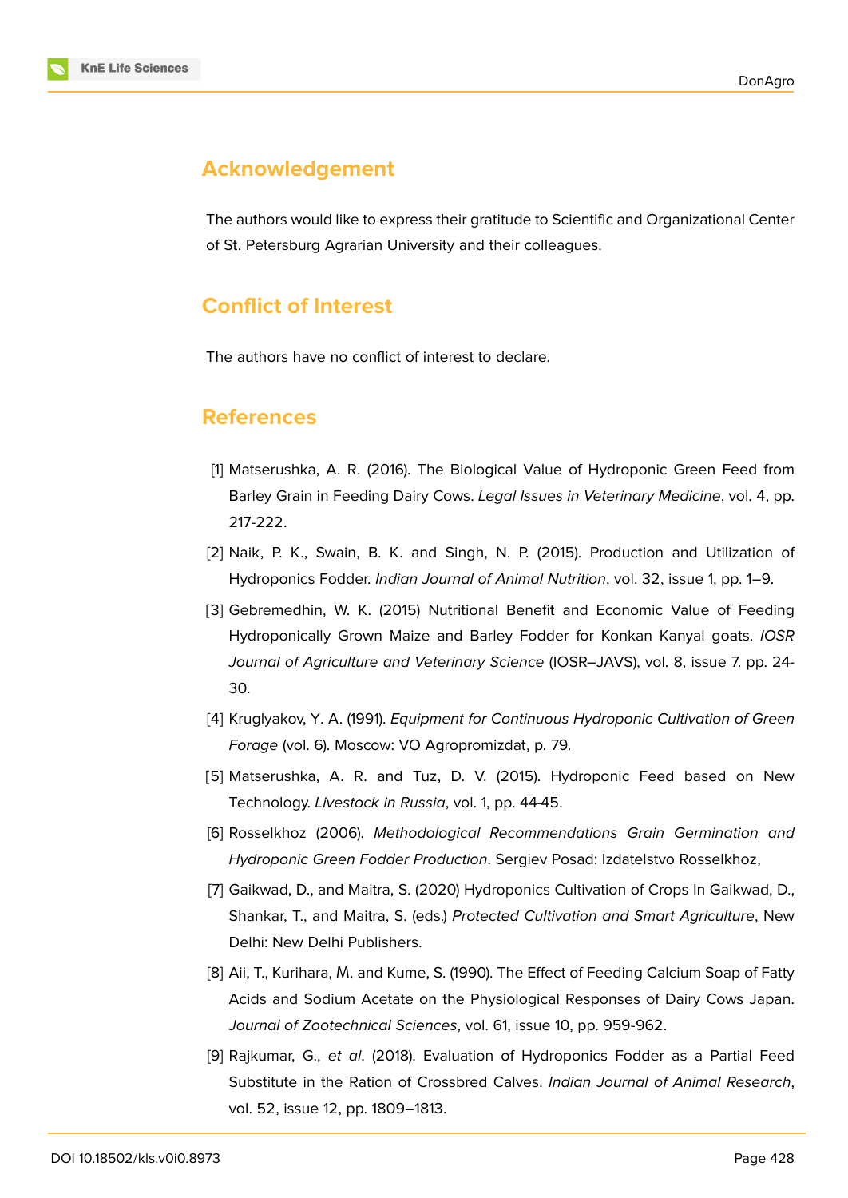## Acknowledgement

The authors would like to express their gratitude to Scientific and Organizational Center of St. Petersburg Agrarian University and their colleagues.

## Conflict of Interest

The authors have no conflict of interest to declare.

## References

[1] Matserushka, A. R. (2016). The Biological Value of Hydroponic Green Feed from Barley Grain in Feeding Dairy Cows. *Legal Issues in Veterinary Medicine*, vol. 4, pp. 217-222.

[2] Naik, P. K., Swain, B. K. and Singh, N. P. (2015). Production and Utilization of Hydroponics Fodder. *Indian Journal of Animal Nutrition*, vol. 32, issue 1, pp. 1–9.

[3] Gebremedhin, W. K. (2015) Nutritional Benefit and Economic Value of Feeding Hydroponically Grown Maize and Barley Fodder for Konkan Kanyal goats. *IOSR Journal of Agriculture and Veterinary Science* (IOSR–JAVS), vol. 8, issue 7. pp. 24-30.

[4] Kruglyakov, Y. A. (1991). *Equipment for Continuous Hydroponic Cultivation of Green Forage* (vol. 6). Moscow: VO Agropromizdat, p. 79.

[5] Matserushka, A. R. and Tuz, D. V. (2015). Hydroponic Feed based on New Technology. *Livestock in Russia*, vol. 1, pp. 44-45.

[6] Rosselkhoz (2006). *Methodological Recommendations Grain Germination and Hydroponic Green Fodder Production*. Sergiev Posad: Izdatelstvo Rosselkhoz,

[7] Gaikwad, D., and Maitra, S. (2020) Hydroponics Cultivation of Crops In Gaikwad, D., Shankar, T., and Maitra, S. (eds.) *Protected Cultivation and Smart Agriculture*, New Delhi: New Delhi Publishers.

[8] Aii, T., Kurihara, M. and Kume, S. (1990). The Effect of Feeding Calcium Soap of Fatty Acids and Sodium Acetate on the Physiological Responses of Dairy Cows Japan. *Journal of Zootechnical Sciences*, vol. 61, issue 10, pp. 959-962.

[9] Rajkumar, G., *et al*. (2018). Evaluation of Hydroponics Fodder as a Partial Feed Substitute in the Ration of Crossbred Calves. *Indian Journal of Animal Research*, vol. 52, issue 12, pp. 1809–1813.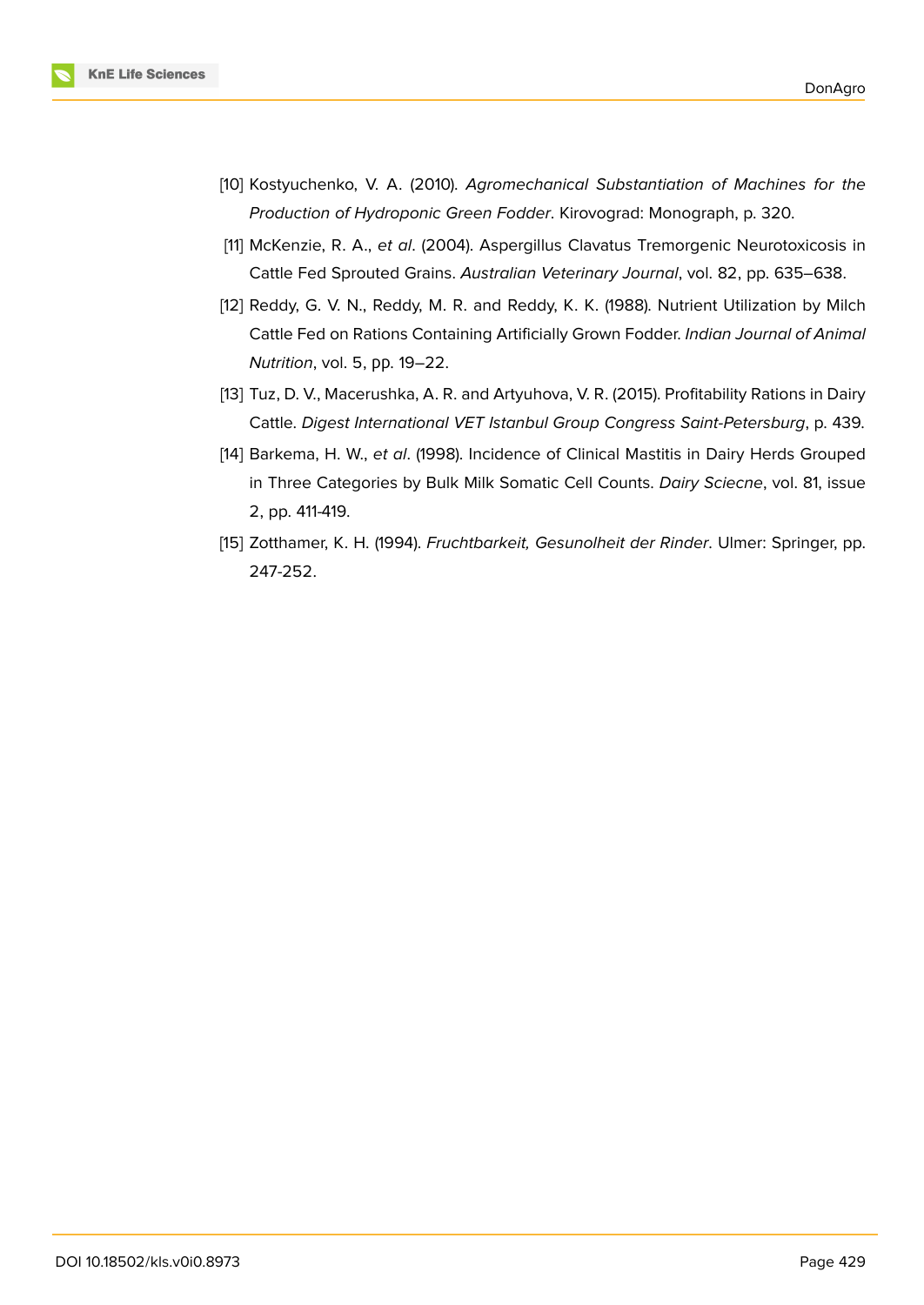[10] Kostyuchenko, V. A. (2010). *Agromechanical Substantiation of Machines for the Production of Hydroponic Green Fodder*. Kirovograd: Monograph, p. 320.

[11] McKenzie, R. A., *et al*. (2004). Aspergillus Clavatus Tremorgenic Neurotoxicosis in Cattle Fed Sprouted Grains. *Australian Veterinary Journal*, vol. 82, pp. 635–638.

[12] Reddy, G. V. N., Reddy, M. R. and Reddy, K. K. (1988). Nutrient Utilization by Milch Cattle Fed on Rations Containing Artificially Grown Fodder. *Indian Journal of Animal Nutrition*, vol. 5, pp. 19–22.

[13] Tuz, D. V., Macerushka, A. R. and Artyuhova, V. R. (2015). Profitability Rations in Dairy Cattle. *Digest International VET Istanbul Group Congress Saint-Petersburg*, p. 439.

[14] Barkema, H. W., *et al*. (1998). Incidence of Clinical Mastitis in Dairy Herds Grouped in Three Categories by Bulk Milk Somatic Cell Counts. *Dairy Sciecne*, vol. 81, issue 2, pp. 411-419.

[15] Zotthamer, K. H. (1994). *Fruchtbarkeit, Gesunolheit der Rinder*. Ulmer: Springer, pp. 247-252.